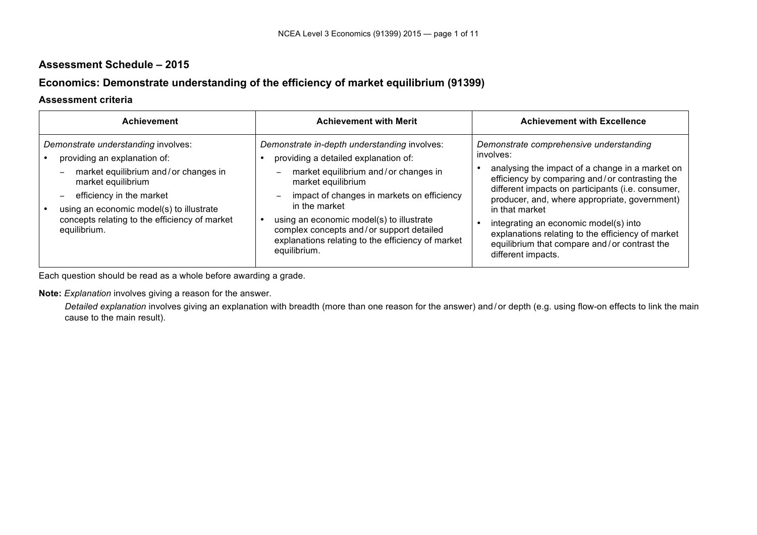## Assessment Schedule – 2015

## Economics: Demonstrate understanding of the efficiency of market equilibrium (91399)

### Assessment criteria

| Achievement | Achievement with Merit | Achievement with Excellence |
|---|---|---|
| *Demonstrate understanding* involves:<br>• providing an explanation of:<br>&nbsp;&nbsp;– market equilibrium and / or changes in market equilibrium<br>&nbsp;&nbsp;– efficiency in the market<br>• using an economic model(s) to illustrate concepts relating to the efficiency of market equilibrium. | *Demonstrate in-depth understanding* involves:<br>• providing a detailed explanation of:<br>&nbsp;&nbsp;– market equilibrium and / or changes in market equilibrium<br>&nbsp;&nbsp;– impact of changes in markets on efficiency in the market<br>• using an economic model(s) to illustrate complex concepts and / or support detailed explanations relating to the efficiency of market equilibrium. | *Demonstrate comprehensive understanding* involves:<br>• analysing the impact of a change in a market on efficiency by comparing and / or contrasting the different impacts on participants (i.e. consumer, producer, and, where appropriate, government) in that market<br>• integrating an economic model(s) into explanations relating to the efficiency of market equilibrium that compare and / or contrast the different impacts. |

Each question should be read as a whole before awarding a grade.

**Note:** *Explanation* involves giving a reason for the answer.

*Detailed explanation* involves giving an explanation with breadth (more than one reason for the answer) and / or depth (e.g. using flow-on effects to link the main cause to the main result).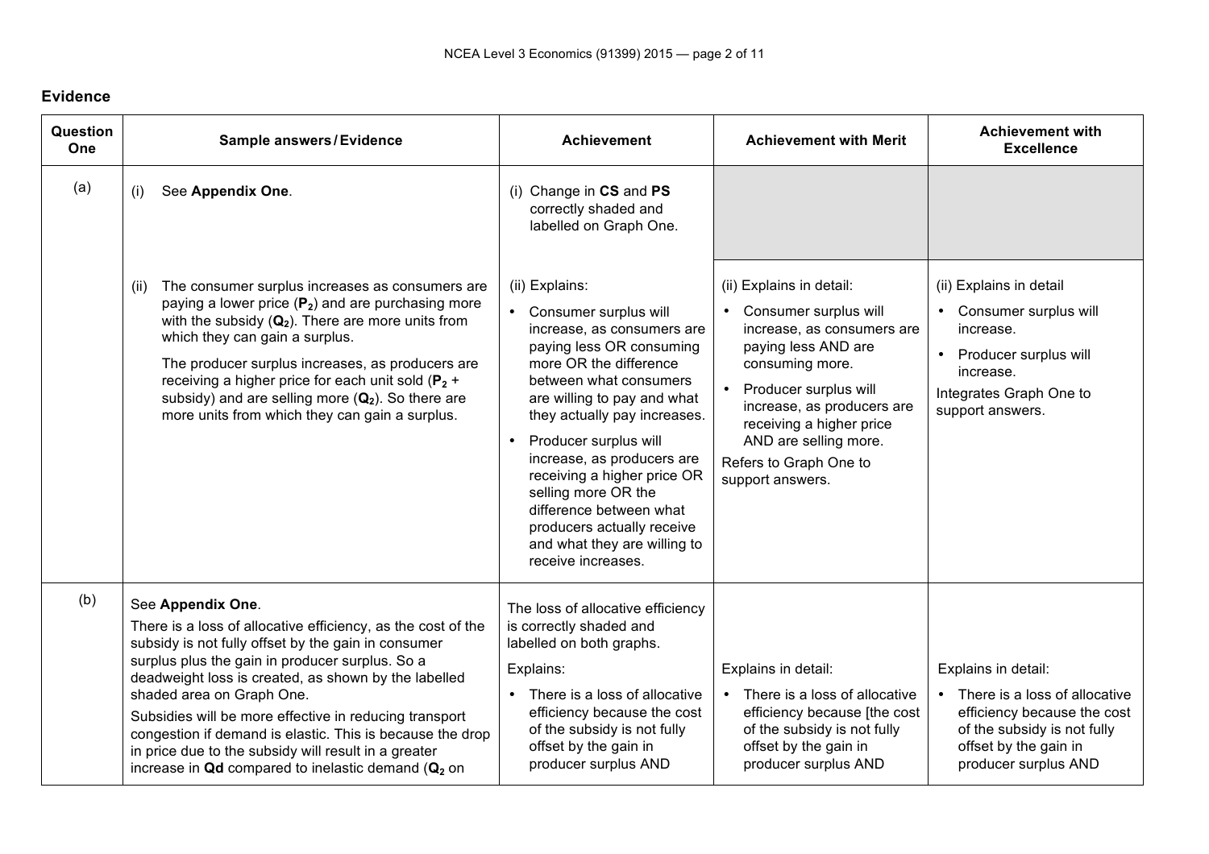## Evidence

| Question One | Sample answers / Evidence | Achievement | Achievement with Merit | Achievement with Excellence |
|---|---|---|---|---|
| (a) | (i) See **Appendix One**. | (i) Change in **CS** and **PS** correctly shaded and labelled on Graph One. | | |
| | (ii) The consumer surplus increases as consumers are paying a lower price (**$P_2$**) and are purchasing more with the subsidy (**$Q_2$**). There are more units from which they can gain a surplus.<br><br>The producer surplus increases, as producers are receiving a higher price for each unit sold (**$P_2$** + subsidy) and are selling more (**$Q_2$**). So there are more units from which they can gain a surplus. | (ii) Explains:<br>• Consumer surplus will increase, as consumers are paying less OR consuming more OR the difference between what consumers are willing to pay and what they actually pay increases.<br>• Producer surplus will increase, as producers are receiving a higher price OR selling more OR the difference between what producers actually receive and what they are willing to receive increases. | (ii) Explains in detail:<br>• Consumer surplus will increase, as consumers are paying less AND are consuming more.<br>• Producer surplus will increase, as producers are receiving a higher price AND are selling more.<br>Refers to Graph One to support answers. | (ii) Explains in detail<br>• Consumer surplus will increase.<br>• Producer surplus will increase.<br>Integrates Graph One to support answers. |
| (b) | See **Appendix One**.<br>There is a loss of allocative efficiency, as the cost of the subsidy is not fully offset by the gain in consumer surplus plus the gain in producer surplus. So a deadweight loss is created, as shown by the labelled shaded area on Graph One.<br>Subsidies will be more effective in reducing transport congestion if demand is elastic. This is because the drop in price due to the subsidy will result in a greater increase in **Qd** compared to inelastic demand (**$Q_2$** on | The loss of allocative efficiency is correctly shaded and labelled on both graphs.<br>Explains:<br>• There is a loss of allocative efficiency because the cost of the subsidy is not fully offset by the gain in producer surplus AND | Explains in detail:<br>• There is a loss of allocative efficiency because [the cost of the subsidy is not fully offset by the gain in producer surplus AND | Explains in detail:<br>• There is a loss of allocative efficiency because the cost of the subsidy is not fully offset by the gain in producer surplus AND |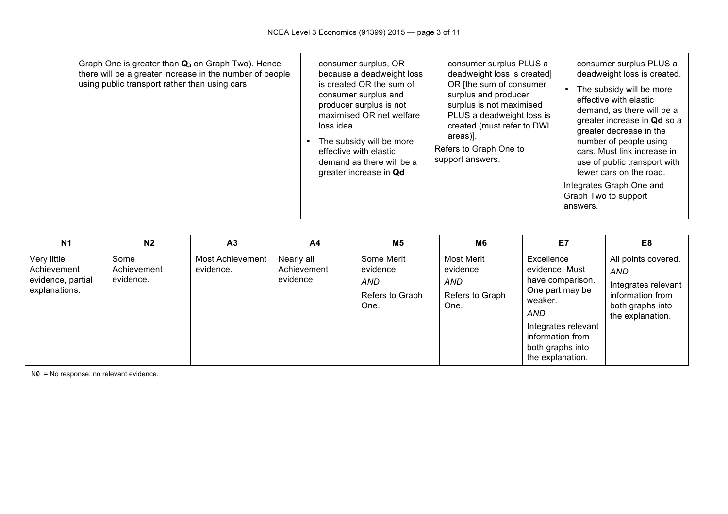| | | | | |
|---|---|---|---|---|
| | Graph One is greater than $Q_3$ on Graph Two). Hence there will be a greater increase in the number of people using public transport rather than using cars. | consumer surplus, OR because a deadweight loss is created OR the sum of consumer surplus and producer surplus is not maximised OR net welfare loss idea.<br>• The subsidy will be more effective with elastic demand as there will be a greater increase in **Qd** | consumer surplus PLUS a deadweight loss is created] OR [the sum of consumer surplus and producer surplus is not maximised PLUS a deadweight loss is created (must refer to DWL areas)].<br>Refers to Graph One to support answers. | consumer surplus PLUS a deadweight loss is created.<br>• The subsidy will be more effective with elastic demand, as there will be a greater increase in **Qd** so a greater decrease in the number of people using cars. Must link increase in use of public transport with fewer cars on the road.<br>Integrates Graph One and Graph Two to support answers. |

| N1 | N2 | A3 | A4 | M5 | M6 | E7 | E8 |
|---|---|---|---|---|---|---|---|
| Very little Achievement evidence, partial explanations. | Some Achievement evidence. | Most Achievement evidence. | Nearly all Achievement evidence. | Some Merit evidence<br>*AND*<br>Refers to Graph One. | Most Merit evidence<br>*AND*<br>Refers to Graph One. | Excellence evidence. Must have comparison. One part may be weaker.<br>*AND*<br>Integrates relevant information from both graphs into the explanation. | All points covered.<br>*AND*<br>Integrates relevant information from both graphs into the explanation. |

N∅ = No response; no relevant evidence.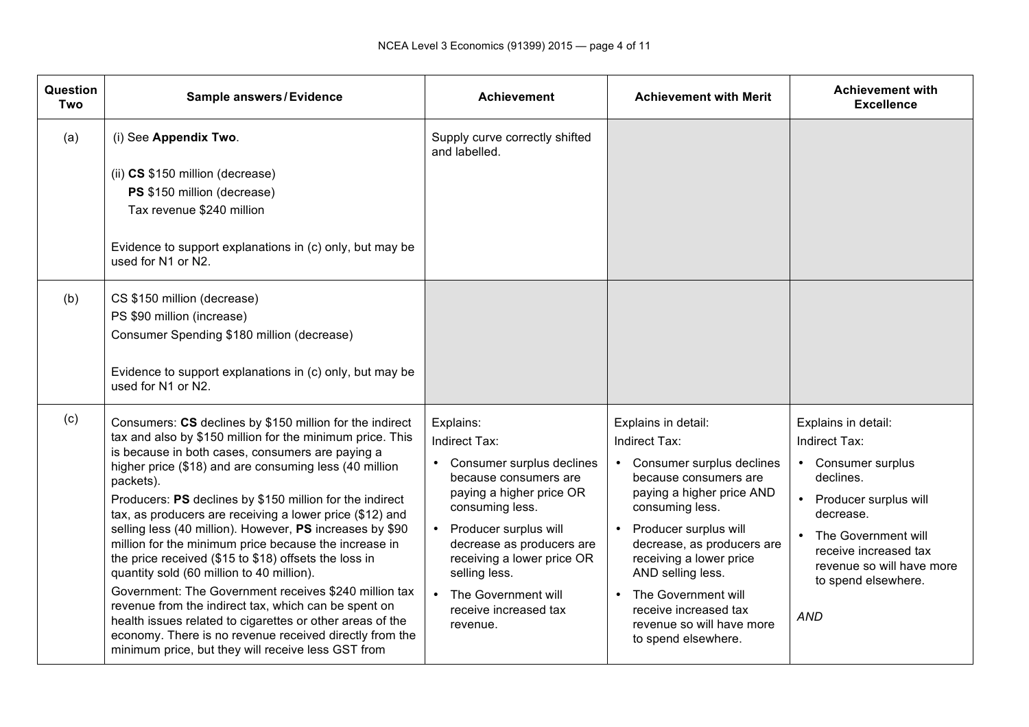| Question Two | Sample answers / Evidence | Achievement | Achievement with Merit | Achievement with Excellence |
|---|---|---|---|---|
| (a) | (i) See **Appendix Two**.<br><br>(ii) **CS** $150 million (decrease)<br>**PS** $150 million (decrease)<br>Tax revenue $240 million<br><br>Evidence to support explanations in (c) only, but may be used for N1 or N2. | Supply curve correctly shifted and labelled. | | |
| (b) | CS $150 million (decrease)<br>PS $90 million (increase)<br>Consumer Spending $180 million (decrease)<br><br>Evidence to support explanations in (c) only, but may be used for N1 or N2. | | | |
| (c) | Consumers: **CS** declines by $150 million for the indirect tax and also by $150 million for the minimum price. This is because in both cases, consumers are paying a higher price ($18) and are consuming less (40 million packets).<br>Producers: **PS** declines by $150 million for the indirect tax, as producers are receiving a lower price ($12) and selling less (40 million). However, **PS** increases by $90 million for the minimum price because the increase in the price received ($15 to $18) offsets the loss in quantity sold (60 million to 40 million).<br>Government: The Government receives $240 million tax revenue from the indirect tax, which can be spent on health issues related to cigarettes or other areas of the economy. There is no revenue received directly from the minimum price, but they will receive less GST from | Explains:<br>Indirect Tax:<br>• Consumer surplus declines because consumers are paying a higher price OR consuming less.<br>• Producer surplus will decrease as producers are receiving a lower price OR selling less.<br>• The Government will receive increased tax revenue. | Explains in detail:<br>Indirect Tax:<br>• Consumer surplus declines because consumers are paying a higher price AND consuming less.<br>• Producer surplus will decrease, as producers are receiving a lower price AND selling less.<br>• The Government will receive increased tax revenue so will have more to spend elsewhere. | Explains in detail:<br>Indirect Tax:<br>• Consumer surplus declines.<br>• Producer surplus will decrease.<br>• The Government will receive increased tax revenue so will have more to spend elsewhere.<br><br>*AND* |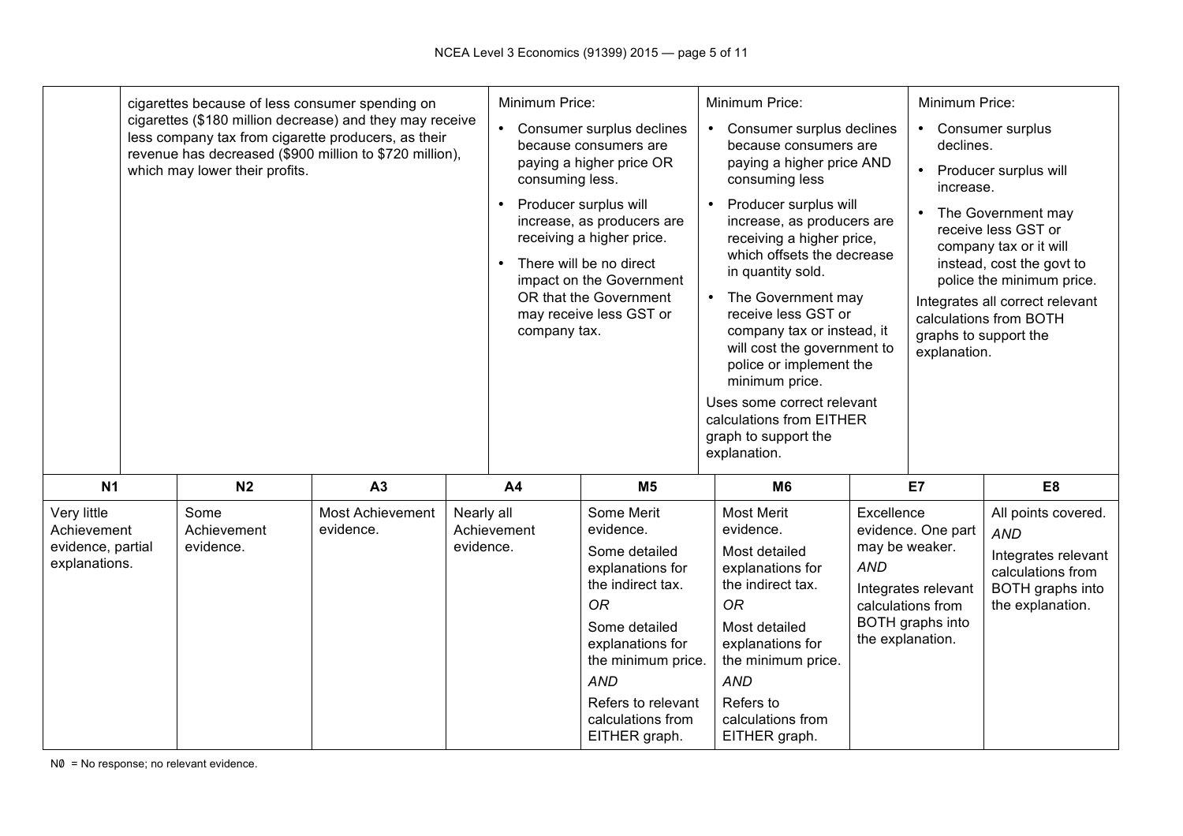| | Evidence | Achievement | Merit | Excellence |
|---|---|---|---|---|
| | cigarettes because of less consumer spending on cigarettes ($180 million decrease) and they may receive less company tax from cigarette producers, as their revenue has decreased ($900 million to $720 million), which may lower their profits. | Minimum Price:<br>• Consumer surplus declines because consumers are paying a higher price OR consuming less.<br>• Producer surplus will increase, as producers are receiving a higher price.<br>• There will be no direct impact on the Government OR that the Government may receive less GST or company tax. | Minimum Price:<br>• Consumer surplus declines because consumers are paying a higher price AND consuming less<br>• Producer surplus will increase, as producers are receiving a higher price, which offsets the decrease in quantity sold.<br>• The Government may receive less GST or company tax or instead, it will cost the government to police or implement the minimum price.<br>Uses some correct relevant calculations from EITHER graph to support the explanation. | Minimum Price:<br>• Consumer surplus declines.<br>• Producer surplus will increase.<br>• The Government may receive less GST or company tax or it will instead, cost the govt to police the minimum price.<br>Integrates all correct relevant calculations from BOTH graphs to support the explanation. |

| N1 | N2 | A3 | A4 | M5 | M6 | E7 | E8 |
|---|---|---|---|---|---|---|---|
| Very little Achievement evidence, partial explanations. | Some Achievement evidence. | Most Achievement evidence. | Nearly all Achievement evidence. | Some Merit evidence.<br>Some detailed explanations for the indirect tax.<br>*OR*<br>Some detailed explanations for the minimum price.<br>*AND*<br>Refers to relevant calculations from EITHER graph. | Most Merit evidence.<br>Most detailed explanations for the indirect tax.<br>*OR*<br>Most detailed explanations for the minimum price.<br>*AND*<br>Refers to calculations from EITHER graph. | Excellence evidence. One part may be weaker.<br>*AND*<br>Integrates relevant calculations from BOTH graphs into the explanation. | All points covered.<br>*AND*<br>Integrates relevant calculations from BOTH graphs into the explanation. |

N∅ = No response; no relevant evidence.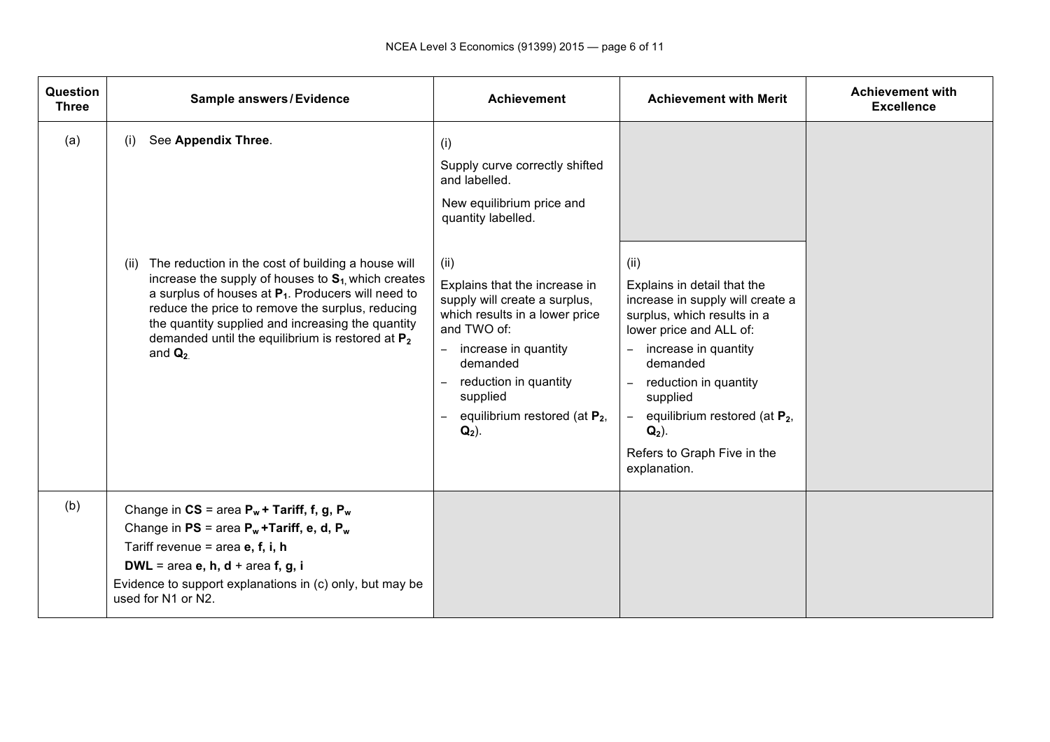| Question Three | Sample answers / Evidence | Achievement | Achievement with Merit | Achievement with Excellence |
|---|---|---|---|---|
| (a) | (i) See **Appendix Three**. | (i) Supply curve correctly shifted and labelled. New equilibrium price and quantity labelled. | | |
| | (ii) The reduction in the cost of building a house will increase the supply of houses to $\mathbf{S_1}$, which creates a surplus of houses at $\mathbf{P_1}$. Producers will need to reduce the price to remove the surplus, reducing the quantity supplied and increasing the quantity demanded until the equilibrium is restored at $\mathbf{P_2}$ and $\mathbf{Q_2}$. | (ii) Explains that the increase in supply will create a surplus, which results in a lower price and TWO of: <br>– increase in quantity demanded <br>– reduction in quantity supplied <br>– equilibrium restored (at $\mathbf{P_2}$, $\mathbf{Q_2}$). | (ii) Explains in detail that the increase in supply will create a surplus, which results in a lower price and ALL of: <br>– increase in quantity demanded <br>– reduction in quantity supplied <br>– equilibrium restored (at $\mathbf{P_2}$, $\mathbf{Q_2}$). <br>Refers to Graph Five in the explanation. | |
| (b) | Change in **CS** = area $\mathbf{P_w}$ **+ Tariff, f, g,** $\mathbf{P_w}$ <br>Change in **PS** = area $\mathbf{P_w}$ **+Tariff, e, d,** $\mathbf{P_w}$ <br>Tariff revenue = area **e, f, i, h** <br>**DWL** = area **e, h, d** + area **f, g, i** <br>Evidence to support explanations in (c) only, but may be used for N1 or N2. | | | |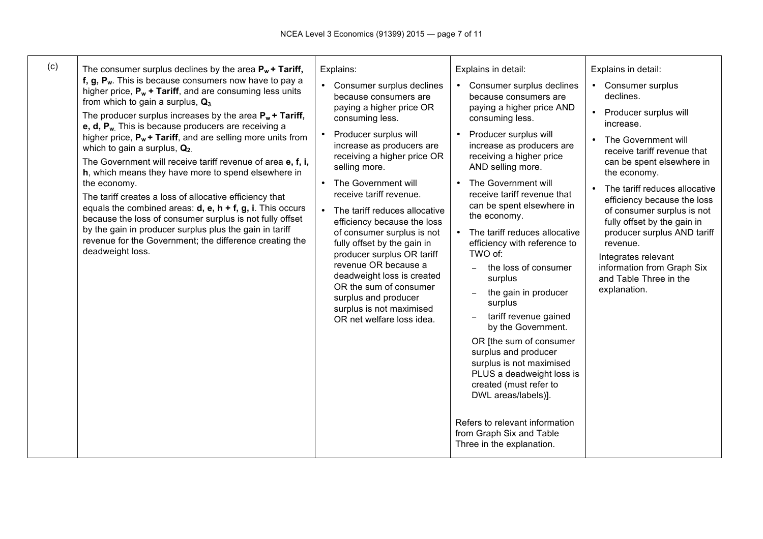| | | | | |
|---|---|---|---|---|
| (c) | The consumer surplus declines by the area **$P_w$ + Tariff, f, g, $P_w$**. This is because consumers now have to pay a higher price, **$P_w$ + Tariff**, and are consuming less units from which to gain a surplus, **$Q_3$**.<br><br>The producer surplus increases by the area **$P_w$ + Tariff, e, d, $P_w$**. This is because producers are receiving a higher price, **$P_w$ + Tariff**, and are selling more units from which to gain a surplus, **$Q_2$**.<br><br>The Government will receive tariff revenue of area **e, f, i, h**, which means they have more to spend elsewhere in the economy.<br><br>The tariff creates a loss of allocative efficiency that equals the combined areas: **d, e, h + f, g, i**. This occurs because the loss of consumer surplus is not fully offset by the gain in producer surplus plus the gain in tariff revenue for the Government; the difference creating the deadweight loss. | Explains:<br>• Consumer surplus declines because consumers are paying a higher price OR consuming less.<br>• Producer surplus will increase as producers are receiving a higher price OR selling more.<br>• The Government will receive tariff revenue.<br>• The tariff reduces allocative efficiency because the loss of consumer surplus is not fully offset by the gain in producer surplus OR tariff revenue OR because a deadweight loss is created OR the sum of consumer surplus and producer surplus is not maximised OR net welfare loss idea. | Explains in detail:<br>• Consumer surplus declines because consumers are paying a higher price AND consuming less.<br>• Producer surplus will increase as producers are receiving a higher price AND selling more.<br>• The Government will receive tariff revenue that can be spent elsewhere in the economy.<br>• The tariff reduces allocative efficiency with reference to TWO of:<br>– the loss of consumer surplus<br>– the gain in producer surplus<br>– tariff revenue gained by the Government.<br>OR [the sum of consumer surplus and producer surplus is not maximised PLUS a deadweight loss is created (must refer to DWL areas/labels)].<br><br>Refers to relevant information from Graph Six and Table Three in the explanation. | Explains in detail:<br>• Consumer surplus declines.<br>• Producer surplus will increase.<br>• The Government will receive tariff revenue that can be spent elsewhere in the economy.<br>• The tariff reduces allocative efficiency because the loss of consumer surplus is not fully offset by the gain in producer surplus AND tariff revenue.<br><br>Integrates relevant information from Graph Six and Table Three in the explanation. |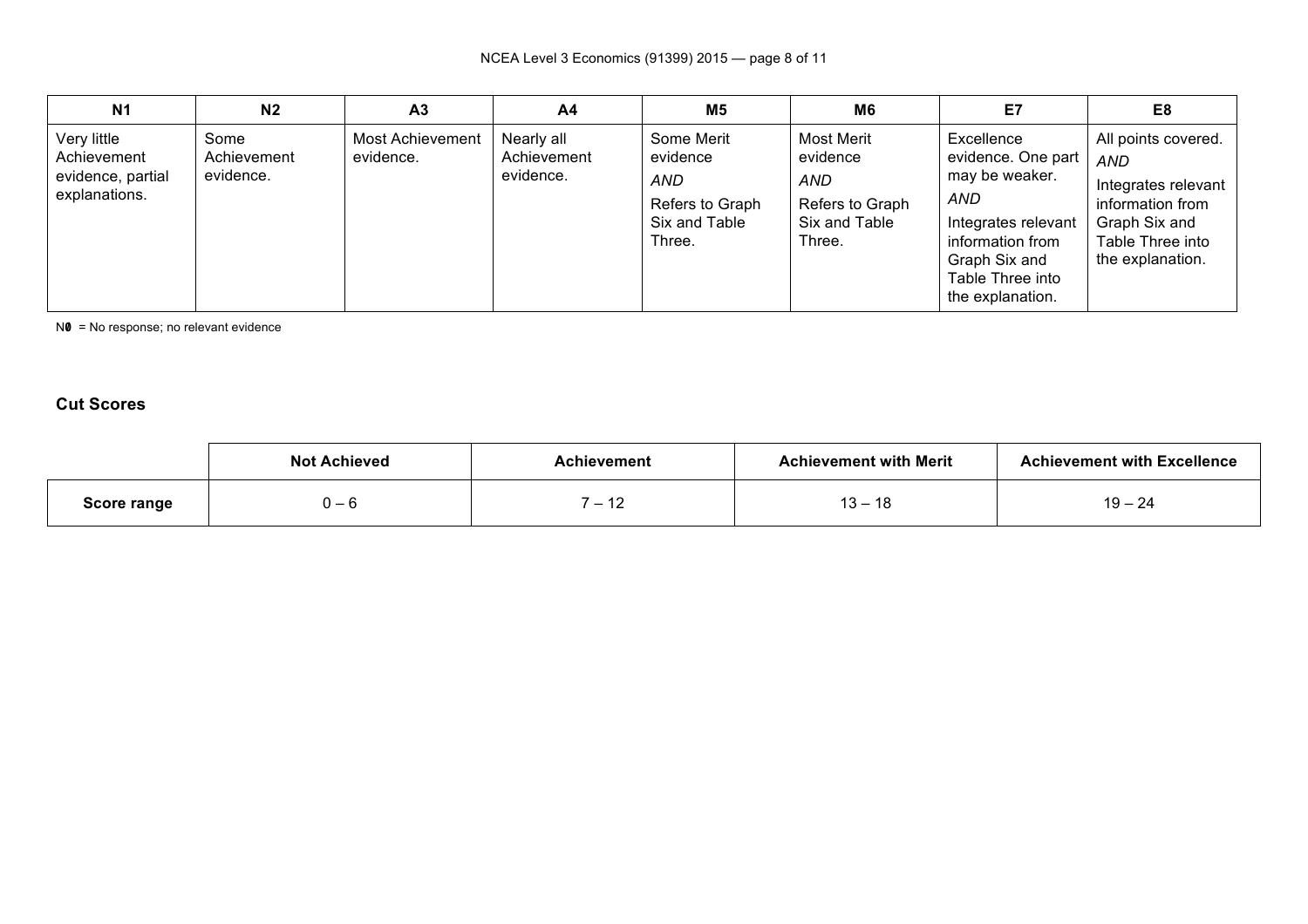| N1 | N2 | A3 | A4 | M5 | M6 | E7 | E8 |
|---|---|---|---|---|---|---|---|
| Very little Achievement evidence, partial explanations. | Some Achievement evidence. | Most Achievement evidence. | Nearly all Achievement evidence. | Some Merit evidence *AND* Refers to Graph Six and Table Three. | Most Merit evidence *AND* Refers to Graph Six and Table Three. | Excellence evidence. One part may be weaker. *AND* Integrates relevant information from Graph Six and Table Three into the explanation. | All points covered. *AND* Integrates relevant information from Graph Six and Table Three into the explanation. |

N0 = No response; no relevant evidence

### Cut Scores

| | Not Achieved | Achievement | Achievement with Merit | Achievement with Excellence |
|---|---|---|---|---|
| **Score range** | 0 – 6 | 7 – 12 | 13 – 18 | 19 – 24 |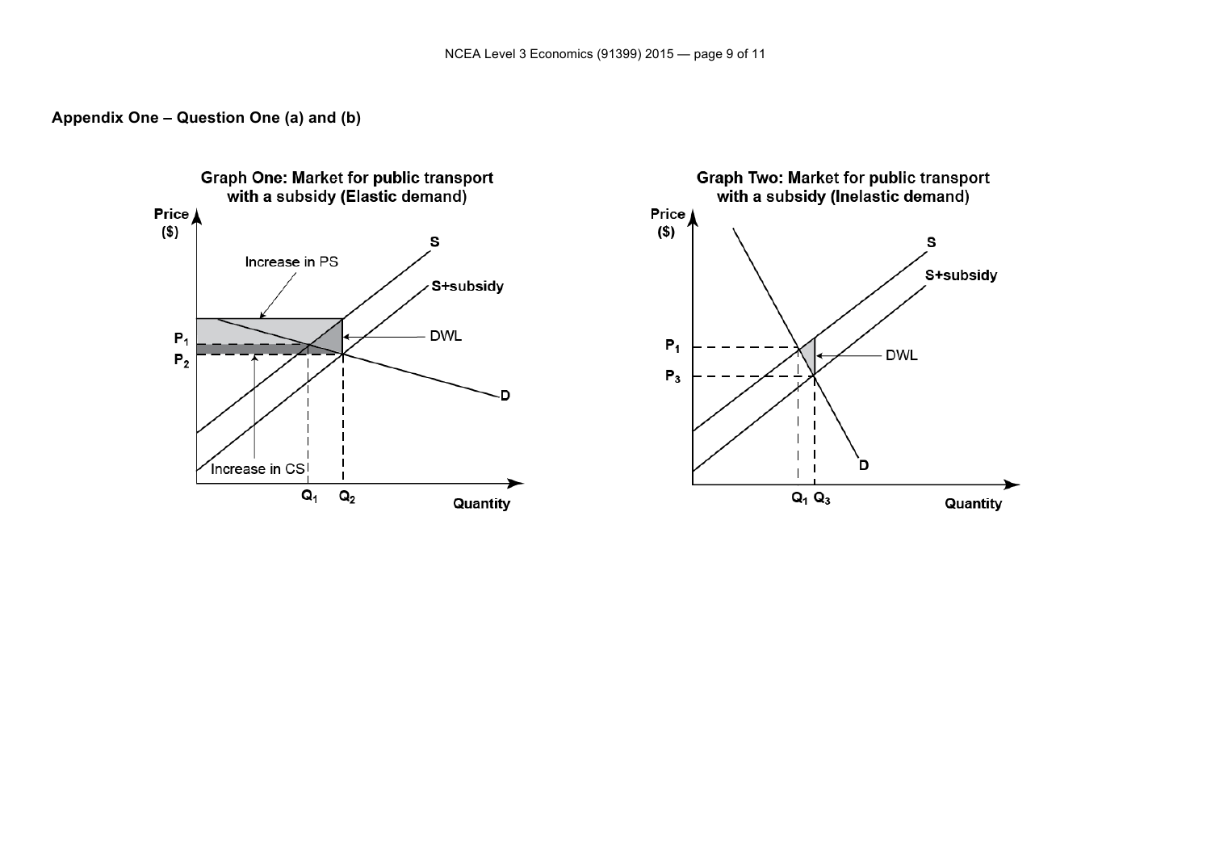**Appendix One – Question One (a) and (b)**

**Graph One: Market for public transport with a subsidy (Elastic demand)**

Price ($)

S

S+subsidy

Increase in PS

DWL

$P_1$

$P_2$

D

Increase in CS

$Q_1$ $Q_2$

Quantity

**Graph Two: Market for public transport with a subsidy (Inelastic demand)**

Price ($)

S

S+subsidy

$P_1$

DWL

$P_3$

D

$Q_1$ $Q_3$

Quantity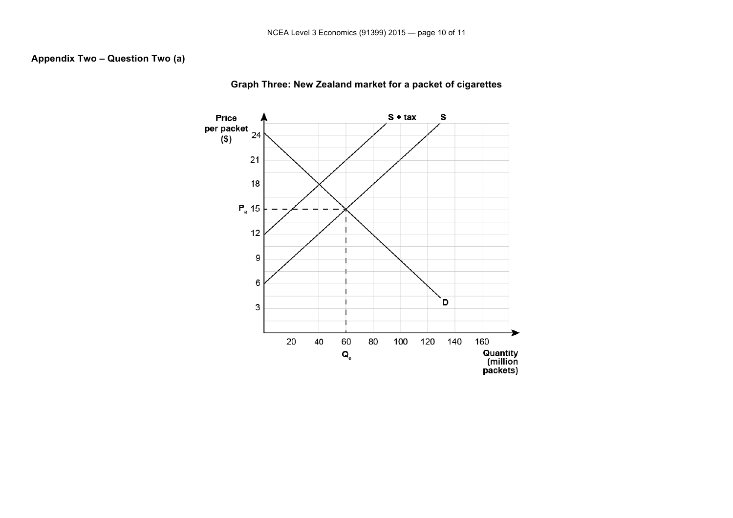**Appendix Two – Question Two (a)**

**Graph Three: New Zealand market for a packet of cigarettes**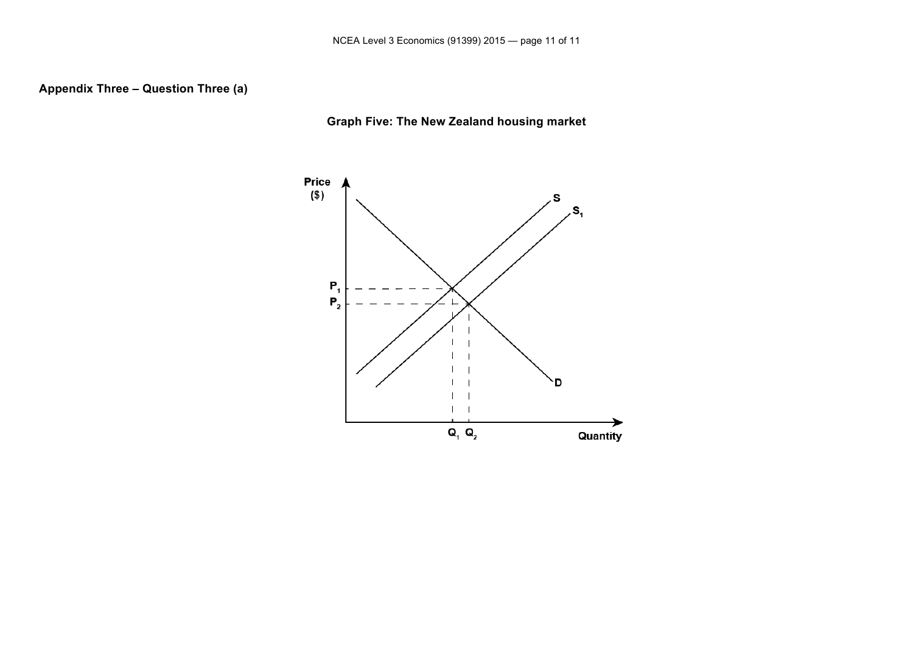**Appendix Three – Question Three (a)**

**Graph Five: The New Zealand housing market**

Price ($)

S

$S_1$

$P_1$

$P_2$

D

$Q_1$ $Q_2$

Quantity